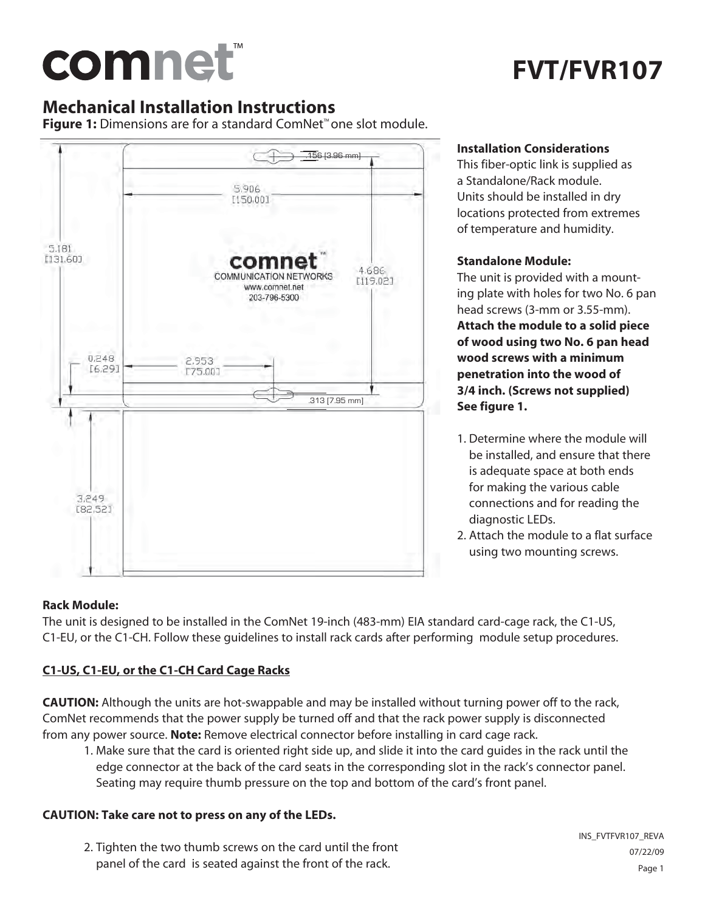# comnet™

# FVT/FVR107

## Mechanical Installation Instructions

**Figure 1:** Dimensions are for a standard ComNet™ one slot module.

.156 [3.96 mm]

5.906 [150.00]

5.181 [131.60]

comnet™ COMMUNICATION NETWORKS www.comnet.net 203-796-5300

4.686 [119.02]

0.248 [6.29]

2.953 [75.00]

.313 [7.95 mm]

3.249 [82.52]

### Installation Considerations

This fiber-optic link is supplied as a Standalone/Rack module. Units should be installed in dry locations protected from extremes of temperature and humidity.

### Standalone Module:

The unit is provided with a mounting plate with holes for two No. 6 pan head screws (3-mm or 3.55-mm). **Attach the module to a solid piece of wood using two No. 6 pan head wood screws with a minimum penetration into the wood of 3/4 inch. (Screws not supplied) See figure 1.**

1. Determine where the module will be installed, and ensure that there is adequate space at both ends for making the various cable connections and for reading the diagnostic LEDs.
2. Attach the module to a flat surface using two mounting screws.

### Rack Module:

The unit is designed to be installed in the ComNet 19-inch (483-mm) EIA standard card-cage rack, the C1-US, C1-EU, or the C1-CH. Follow these guidelines to install rack cards after performing module setup procedures.

### C1-US, C1-EU, or the C1-CH Card Cage Racks

**CAUTION:** Although the units are hot-swappable and may be installed without turning power off to the rack, ComNet recommends that the power supply be turned off and that the rack power supply is disconnected from any power source. **Note:** Remove electrical connector before installing in card cage rack.

1. Make sure that the card is oriented right side up, and slide it into the card guides in the rack until the edge connector at the back of the card seats in the corresponding slot in the rack's connector panel. Seating may require thumb pressure on the top and bottom of the card's front panel.

**CAUTION: Take care not to press on any of the LEDs.**

2. Tighten the two thumb screws on the card until the front panel of the card is seated against the front of the rack.

INS_FVTFVR107_REVA
07/22/09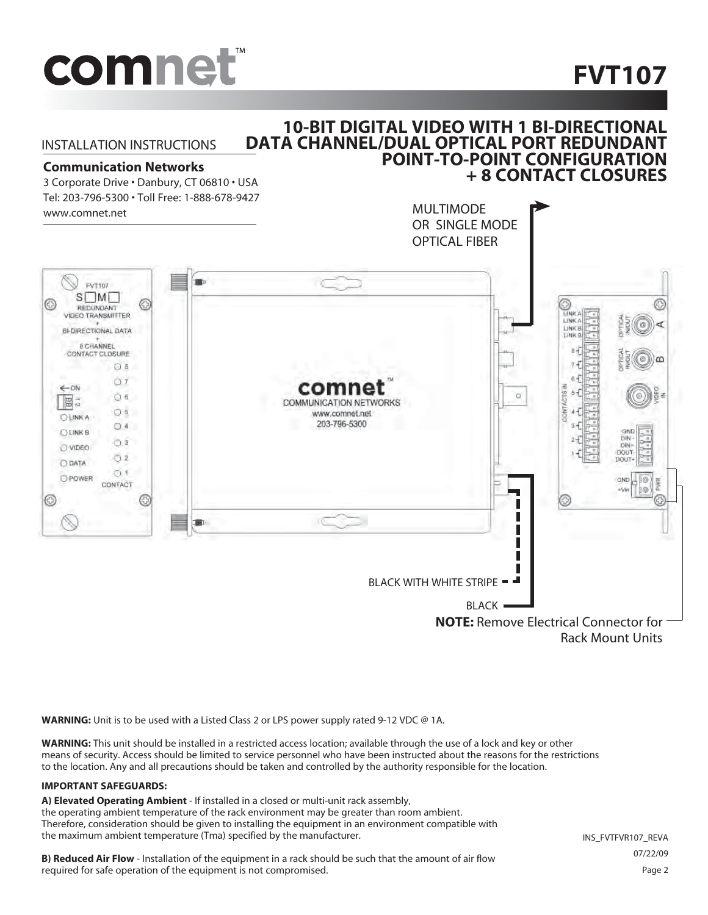# FVT107

INSTALLATION INSTRUCTIONS

**Communication Networks**
3 Corporate Drive • Danbury, CT 06810 • USA
Tel: 203-796-5300 • Toll Free: 1-888-678-9427
www.comnet.net

## 10-BIT DIGITAL VIDEO WITH 1 BI-DIRECTIONAL DATA CHANNEL/DUAL OPTICAL PORT REDUNDANT POINT-TO-POINT CONFIGURATION + 8 CONTACT CLOSURES

MULTIMODE OR SINGLE MODE OPTICAL FIBER

BLACK WITH WHITE STRIPE

BLACK

**NOTE:** Remove Electrical Connector for Rack Mount Units

**WARNING:** Unit is to be used with a Listed Class 2 or LPS power supply rated 9-12 VDC @ 1A.

**WARNING:** This unit should be installed in a restricted access location; available through the use of a lock and key or other means of security. Access should be limited to service personnel who have been instructed about the reasons for the restrictions to the location. Any and all precautions should be taken and controlled by the authority responsible for the location.

**IMPORTANT SAFEGUARDS:**

**A) Elevated Operating Ambient** - If installed in a closed or multi-unit rack assembly, the operating ambient temperature of the rack environment may be greater than room ambient. Therefore, consideration should be given to installing the equipment in an environment compatible with the maximum ambient temperature (Tma) specified by the manufacturer.

**B) Reduced Air Flow** - Installation of the equipment in a rack should be such that the amount of air flow required for safe operation of the equipment is not compromised.

INS_FVTFVR107_REVA
07/22/09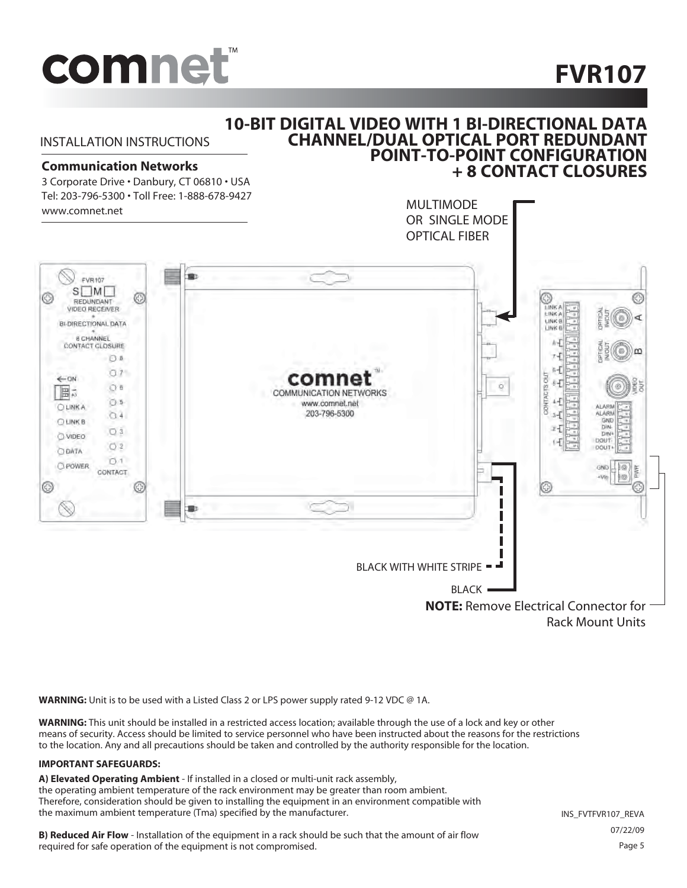# FVR107

## 10-BIT DIGITAL VIDEO WITH 1 BI-DIRECTIONAL DATA CHANNEL/DUAL OPTICAL PORT REDUNDANT POINT-TO-POINT CONFIGURATION + 8 CONTACT CLOSURES

INSTALLATION INSTRUCTIONS

**Communication Networks**

3 Corporate Drive • Danbury, CT 06810 • USA
Tel: 203-796-5300 • Toll Free: 1-888-678-9427
www.comnet.net

MULTIMODE OR SINGLE MODE OPTICAL FIBER

BLACK WITH WHITE STRIPE

BLACK

**NOTE:** Remove Electrical Connector for Rack Mount Units

**WARNING:** Unit is to be used with a Listed Class 2 or LPS power supply rated 9-12 VDC @ 1A.

**WARNING:** This unit should be installed in a restricted access location; available through the use of a lock and key or other means of security. Access should be limited to service personnel who have been instructed about the reasons for the restrictions to the location. Any and all precautions should be taken and controlled by the authority responsible for the location.

**IMPORTANT SAFEGUARDS:**

**A) Elevated Operating Ambient** - If installed in a closed or multi-unit rack assembly, the operating ambient temperature of the rack environment may be greater than room ambient. Therefore, consideration should be given to installing the equipment in an environment compatible with the maximum ambient temperature (Tma) specified by the manufacturer.

**B) Reduced Air Flow** - Installation of the equipment in a rack should be such that the amount of air flow required for safe operation of the equipment is not compromised.

INS_FVTFVR107_REVA
07/22/09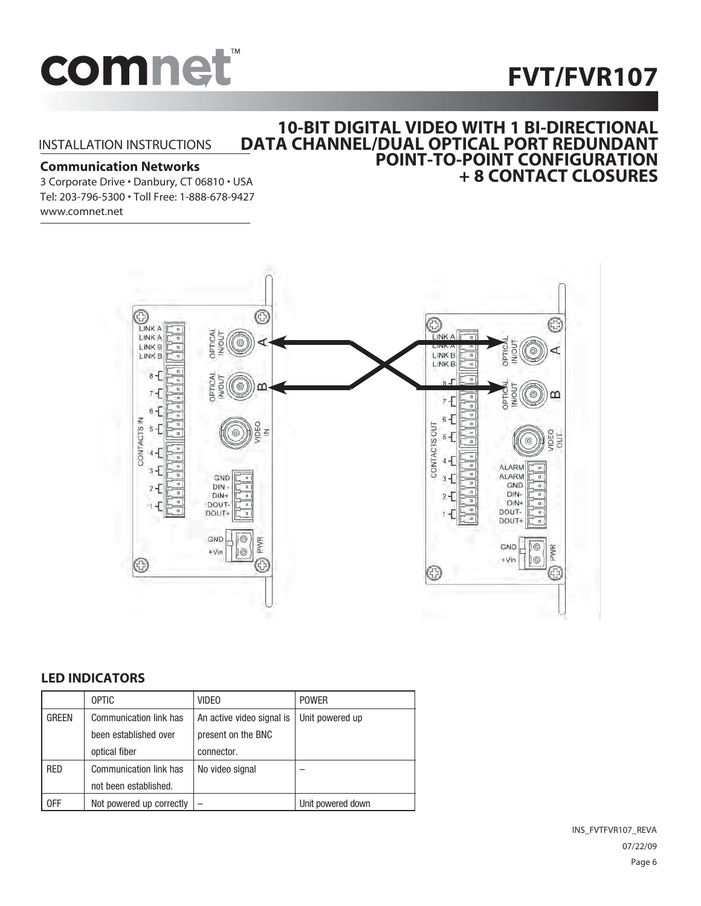# FVT/FVR107

INSTALLATION INSTRUCTIONS

**Communication Networks**
3 Corporate Drive • Danbury, CT 06810 • USA
Tel: 203-796-5300 • Toll Free: 1-888-678-9427
www.comnet.net

## 10-BIT DIGITAL VIDEO WITH 1 BI-DIRECTIONAL DATA CHANNEL/DUAL OPTICAL PORT REDUNDANT POINT-TO-POINT CONFIGURATION + 8 CONTACT CLOSURES

### LED INDICATORS

| | OPTIC | VIDEO | POWER |
|---|---|---|---|
| GREEN | Communication link has been established over optical fiber | An active video signal is present on the BNC connector. | Unit powered up |
| RED | Communication link has not been established. | No video signal | – |
| OFF | Not powered up correctly | – | Unit powered down |

INS_FVTFVR107_REVA
07/22/09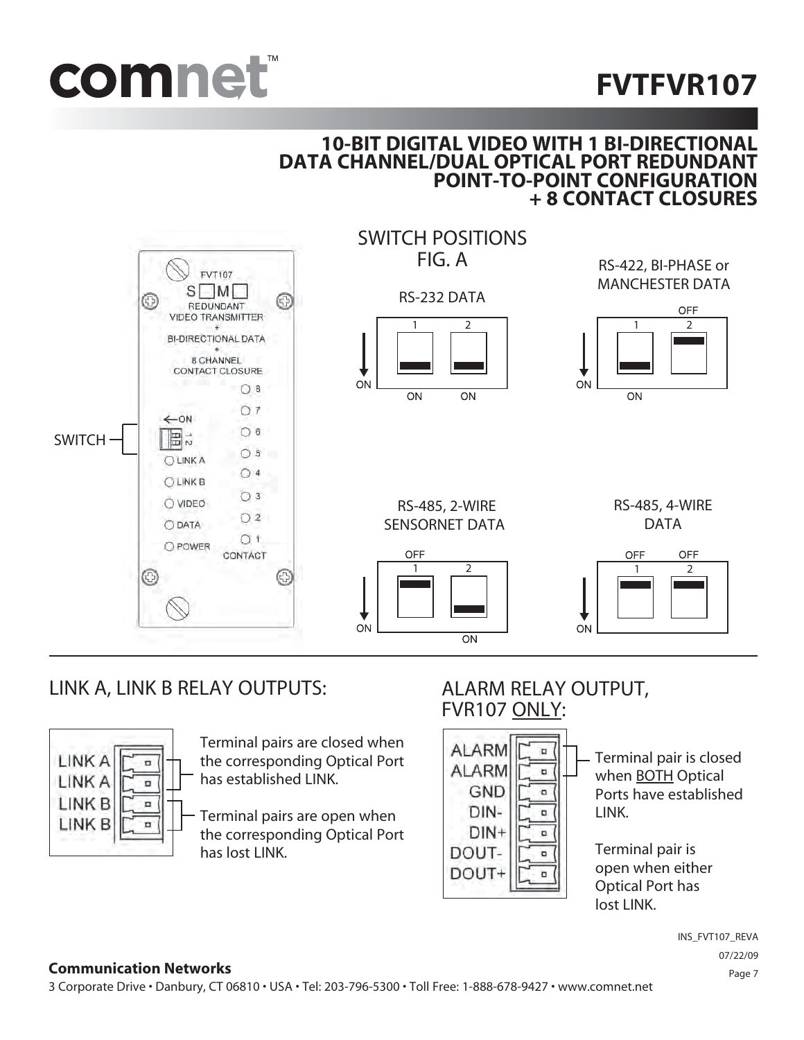# FVTFVR107

## 10-BIT DIGITAL VIDEO WITH 1 BI-DIRECTIONAL DATA CHANNEL/DUAL OPTICAL PORT REDUNDANT POINT-TO-POINT CONFIGURATION + 8 CONTACT CLOSURES

FVT107
S ☐ M ☐
REDUNDANT VIDEO TRANSMITTER
+
BI-DIRECTIONAL DATA
+
8 CHANNEL CONTACT CLOSURE

SWITCH

←ON

LINK A
LINK B
VIDEO
DATA
POWER

8, 7, 6, 5, 4, 3, 2, 1
CONTACT

## SWITCH POSITIONS FIG. A

| Data Type | Switch 1 | Switch 2 |
|---|---|---|
| RS-232 DATA | ON | ON |
| RS-422, BI-PHASE or MANCHESTER DATA | ON | OFF |
| RS-485, 2-WIRE SENSORNET DATA | OFF | ON |
| RS-485, 4-WIRE DATA | OFF | OFF |

## LINK A, LINK B RELAY OUTPUTS:

LINK A
LINK A
LINK B
LINK B

Terminal pairs are closed when the corresponding Optical Port has established LINK.

Terminal pairs are open when the corresponding Optical Port has lost LINK.

## ALARM RELAY OUTPUT, FVR107 ONLY:

ALARM
ALARM
GND
DIN-
DIN+
DOUT-
DOUT+

Terminal pair is closed when BOTH Optical Ports have established LINK.

Terminal pair is open when either Optical Port has lost LINK.

INS_FVT107_REVA
07/22/09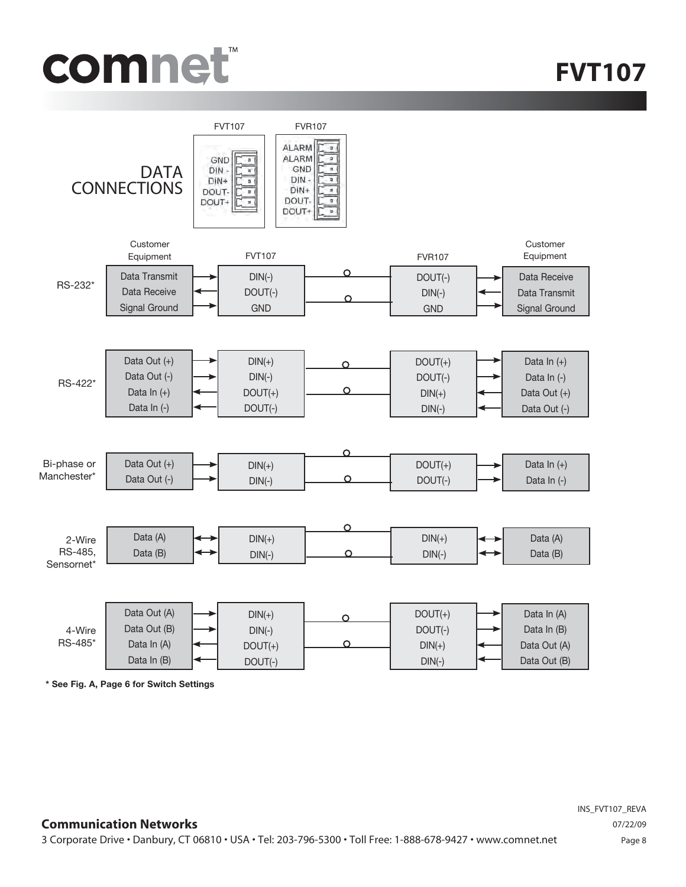## DATA CONNECTIONS

FVT107

GND
DIN -
DIN+
DOUT-
DOUT+

FVR107

ALARM
ALARM
GND
DIN -
DIN+
DOUT-
DOUT+

Customer Equipment

FVT107

FVR107

Customer Equipment

RS-232*

Data Transmit → DIN(-) → DOUT(-) → Data Receive
Data Receive ← DOUT(-) ← DIN(-) ← Data Transmit
Signal Ground → GND → GND → Signal Ground

RS-422*

Data Out (+) → DIN(+) → DOUT(+) → Data In (+)
Data Out (-) → DIN(-) → DOUT(-) → Data In (-)
Data In (+) ← DOUT(+) ← DIN(+) ← Data Out (+)
Data In (-) ← DOUT(-) ← DIN(-) ← Data Out (-)

Bi-phase or Manchester*

Data Out (+) → DIN(+) → DOUT(+) → Data In (+)
Data Out (-) → DIN(-) → DOUT(-) → Data In (-)

2-Wire RS-485, Sensornet*

Data (A) ↔ DIN(+) ↔ DIN(+) ↔ Data (A)
Data (B) ↔ DIN(-) ↔ DIN(-) ↔ Data (B)

4-Wire RS-485*

Data Out (A) → DIN(+) → DOUT(+) → Data In (A)
Data Out (B) → DIN(-) → DOUT(-) → Data In (B)
Data In (A) ← DOUT(+) ← DIN(+) ← Data Out (A)
Data In (B) ← DOUT(-) ← DIN(-) ← Data Out (B)

**\* See Fig. A, Page 6 for Switch Settings**